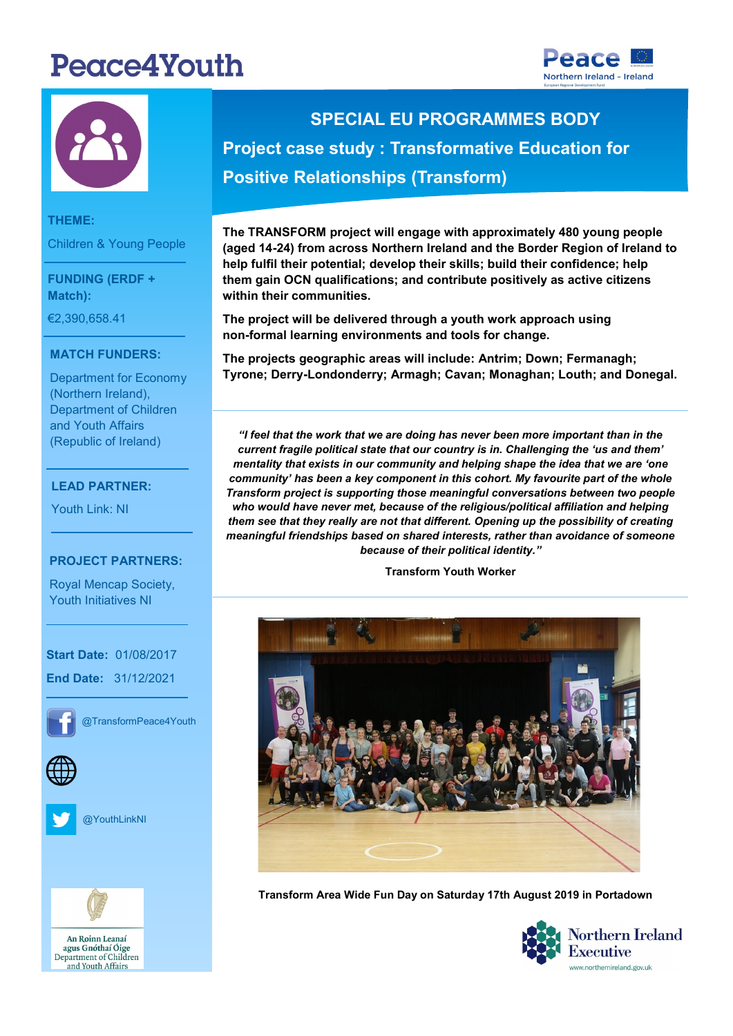# Peace4Youth

## SPECIAL EU PROGRAMMES BODY

## Project case study : Transformative Education for Positive Relationships (Transform)

**THEME:**

Children & Young People

**FUNDING (ERDF + Match):**

€2,390,658.41

**MATCH FUNDERS:**

Department for Economy (Northern Ireland), Department of Children and Youth Affairs (Republic of Ireland)

**LEAD PARTNER:**

Youth Link: NI

**PROJECT PARTNERS:**

Royal Mencap Society, Youth Initiatives NI

**Start Date:** 01/08/2017

**End Date:** 31/12/2021

@TransformPeace4Youth

@YouthLinkNI

**The TRANSFORM project will engage with approximately 480 young people (aged 14-24) from across Northern Ireland and the Border Region of Ireland to help fulfil their potential; develop their skills; build their confidence; help them gain OCN qualifications; and contribute positively as active citizens within their communities.**

**The project will be delivered through a youth work approach using non-formal learning environments and tools for change.**

**The projects geographic areas will include: Antrim; Down; Fermanagh; Tyrone; Derry-Londonderry; Armagh; Cavan; Monaghan; Louth; and Donegal.**

***"I feel that the work that we are doing has never been more important than in the current fragile political state that our country is in. Challenging the 'us and them' mentality that exists in our community and helping shape the idea that we are 'one community' has been a key component in this cohort. My favourite part of the whole Transform project is supporting those meaningful conversations between two people who would have never met, because of the religious/political affiliation and helping them see that they really are not that different. Opening up the possibility of creating meaningful friendships based on shared interests, rather than avoidance of someone because of their political identity."***

**Transform Youth Worker**

**Transform Area Wide Fun Day on Saturday 17th August 2019 in Portadown**

An Roinn Leanaí agus Gnóthaí Óige
Department of Children and Youth Affairs

Northern Ireland Executive
www.northernireland.gov.uk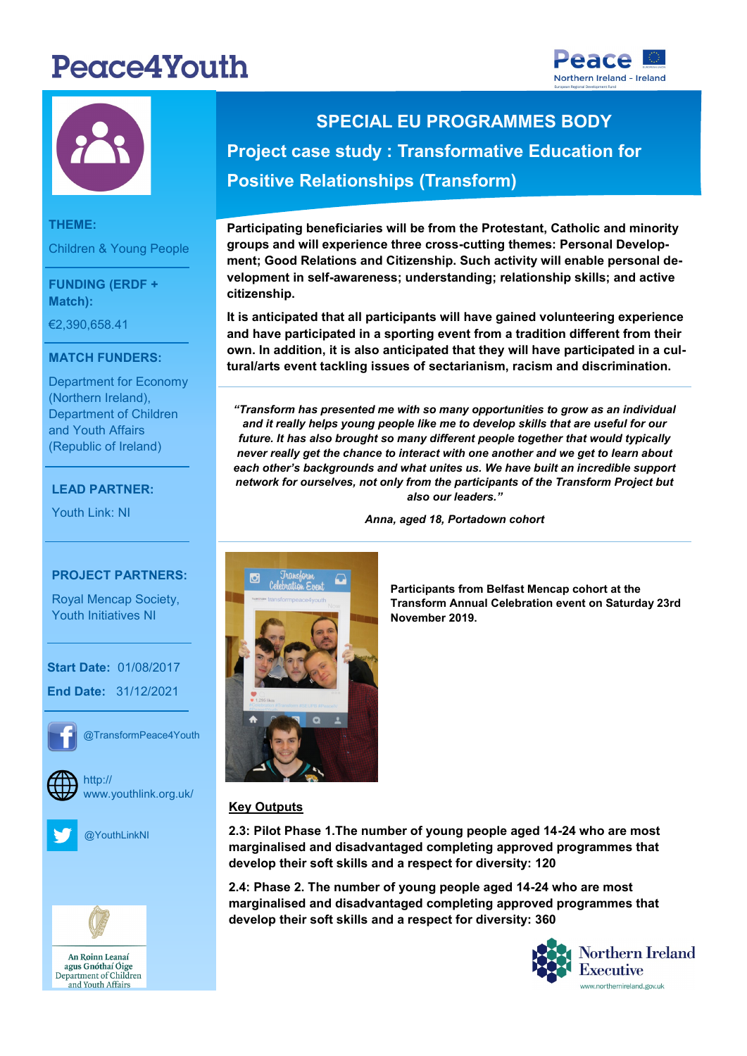# Peace4Youth

**THEME:**

Children & Young People

**FUNDING (ERDF + Match):**

€2,390,658.41

**MATCH FUNDERS:**

Department for Economy (Northern Ireland), Department of Children and Youth Affairs (Republic of Ireland)

**LEAD PARTNER:**

Youth Link: NI

**PROJECT PARTNERS:**

Royal Mencap Society, Youth Initiatives NI

**Start Date:** 01/08/2017

**End Date:** 31/12/2021

@TransformPeace4Youth

http://www.youthlink.org.uk/

@YouthLinkNI

## SPECIAL EU PROGRAMMES BODY

## Project case study : Transformative Education for Positive Relationships (Transform)

**Participating beneficiaries will be from the Protestant, Catholic and minority groups and will experience three cross-cutting themes: Personal Development; Good Relations and Citizenship. Such activity will enable personal development in self-awareness; understanding; relationship skills; and active citizenship.**

**It is anticipated that all participants will have gained volunteering experience and have participated in a sporting event from a tradition different from their own. In addition, it is also anticipated that they will have participated in a cultural/arts event tackling issues of sectarianism, racism and discrimination.**

***"Transform has presented me with so many opportunities to grow as an individual and it really helps young people like me to develop skills that are useful for our future. It has also brought so many different people together that would typically never really get the chance to interact with one another and we get to learn about each other's backgrounds and what unites us. We have built an incredible support network for ourselves, not only from the participants of the Transform Project but also our leaders."***

***Anna, aged 18, Portadown cohort***

**Participants from Belfast Mencap cohort at the Transform Annual Celebration event on Saturday 23rd November 2019.**

**Key Outputs**

**2.3: Pilot Phase 1.The number of young people aged 14-24 who are most marginalised and disadvantaged completing approved programmes that develop their soft skills and a respect for diversity: 120**

**2.4: Phase 2. The number of young people aged 14-24 who are most marginalised and disadvantaged completing approved programmes that develop their soft skills and a respect for diversity: 360**